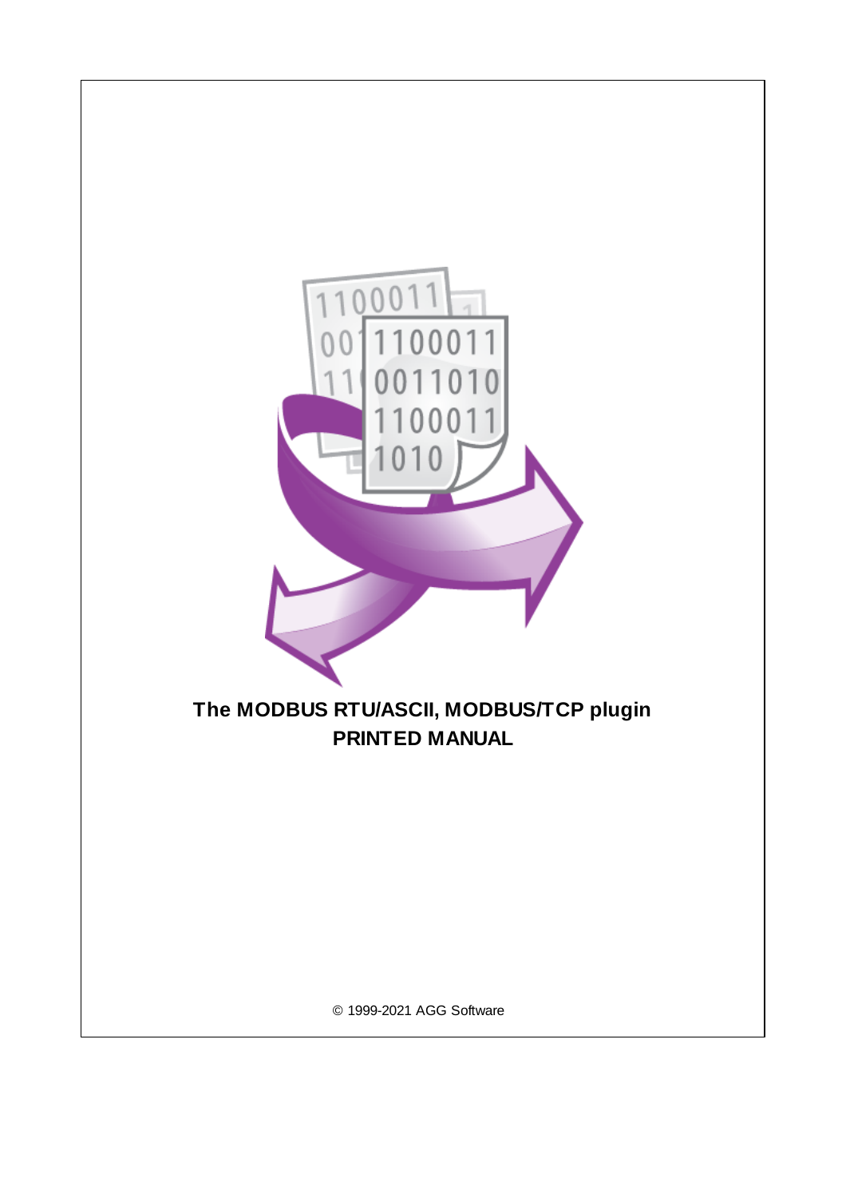# The MODBUS RTU/ASCII, MODBUS/TCP plugin

# PRINTED MANUAL

© 1999-2021 AGG Software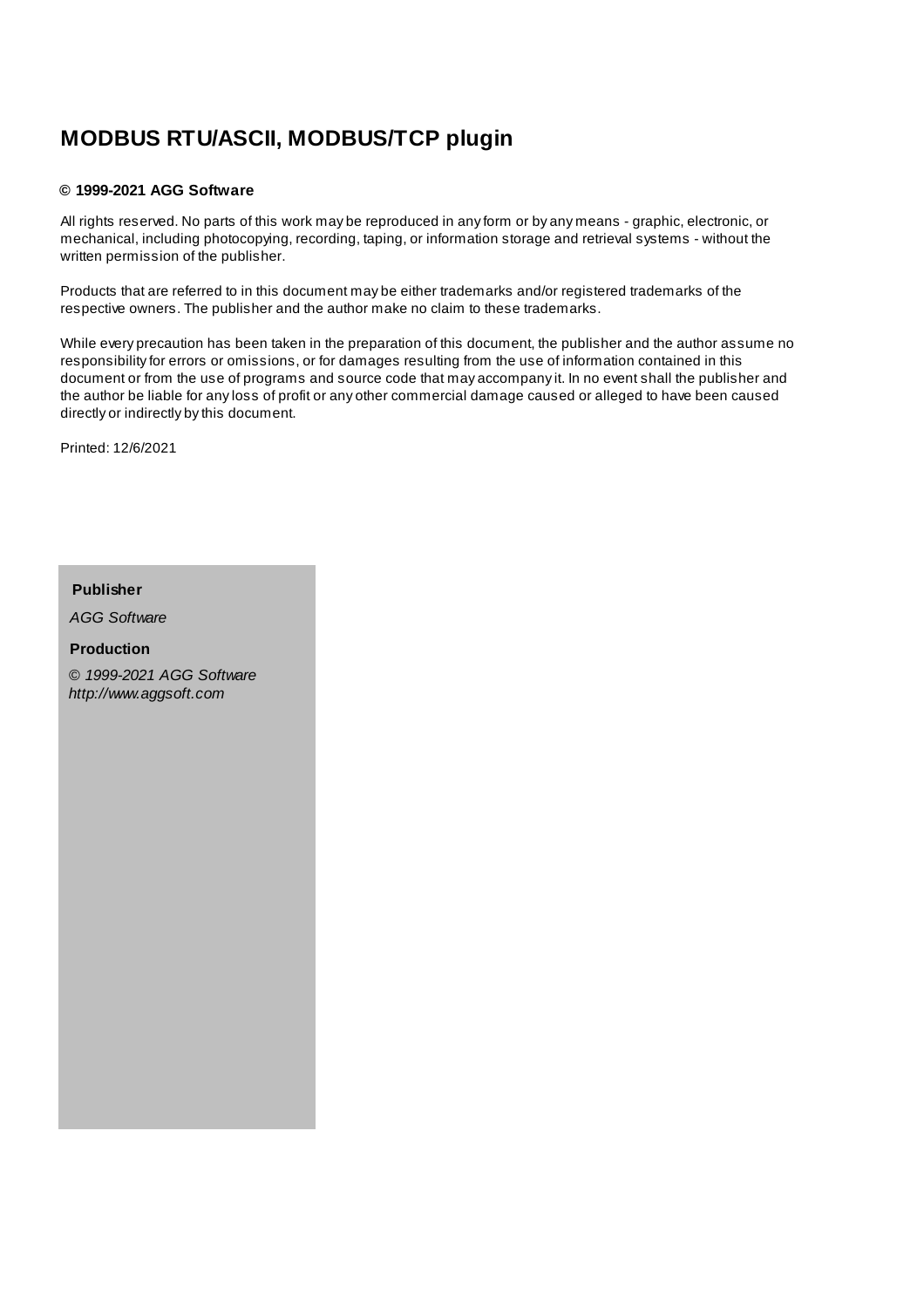# MODBUS RTU/ASCII, MODBUS/TCP plugin

**© 1999-2021 AGG Software**

All rights reserved. No parts of this work may be reproduced in any form or by any means - graphic, electronic, or mechanical, including photocopying, recording, taping, or information storage and retrieval systems - without the written permission of the publisher.

Products that are referred to in this document may be either trademarks and/or registered trademarks of the respective owners. The publisher and the author make no claim to these trademarks.

While every precaution has been taken in the preparation of this document, the publisher and the author assume no responsibility for errors or omissions, or for damages resulting from the use of information contained in this document or from the use of programs and source code that may accompany it. In no event shall the publisher and the author be liable for any loss of profit or any other commercial damage caused or alleged to have been caused directly or indirectly by this document.

Printed: 12/6/2021

**Publisher**

*AGG Software*

**Production**

*© 1999-2021 AGG Software*
*http://www.aggsoft.com*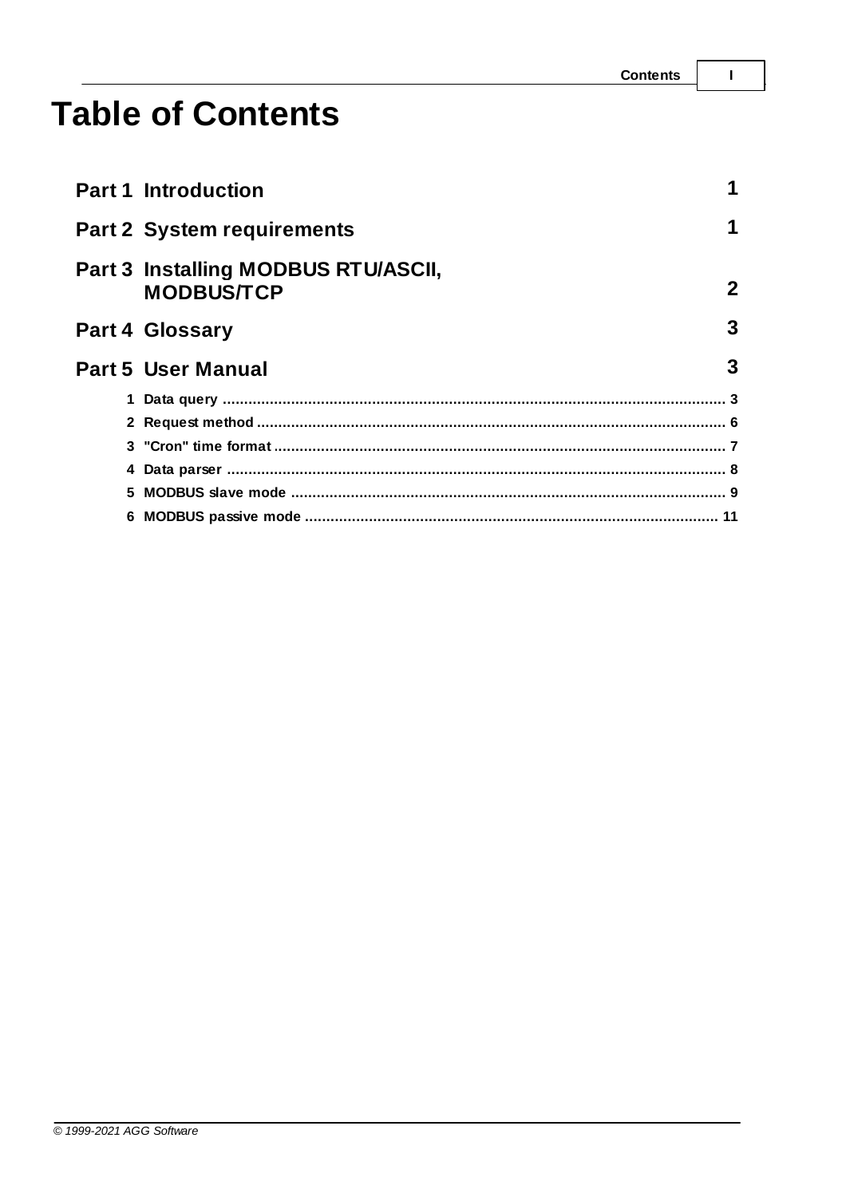# Table of Contents

**Part 1 Introduction** 1

**Part 2 System requirements** 1

**Part 3 Installing MODBUS RTU/ASCII, MODBUS/TCP** 2

**Part 4 Glossary** 3

**Part 5 User Manual** 3

1 Data query ... 3
2 Request method ... 6
3 "Cron" time format ... 7
4 Data parser ... 8
5 MODBUS slave mode ... 9
6 MODBUS passive mode ... 11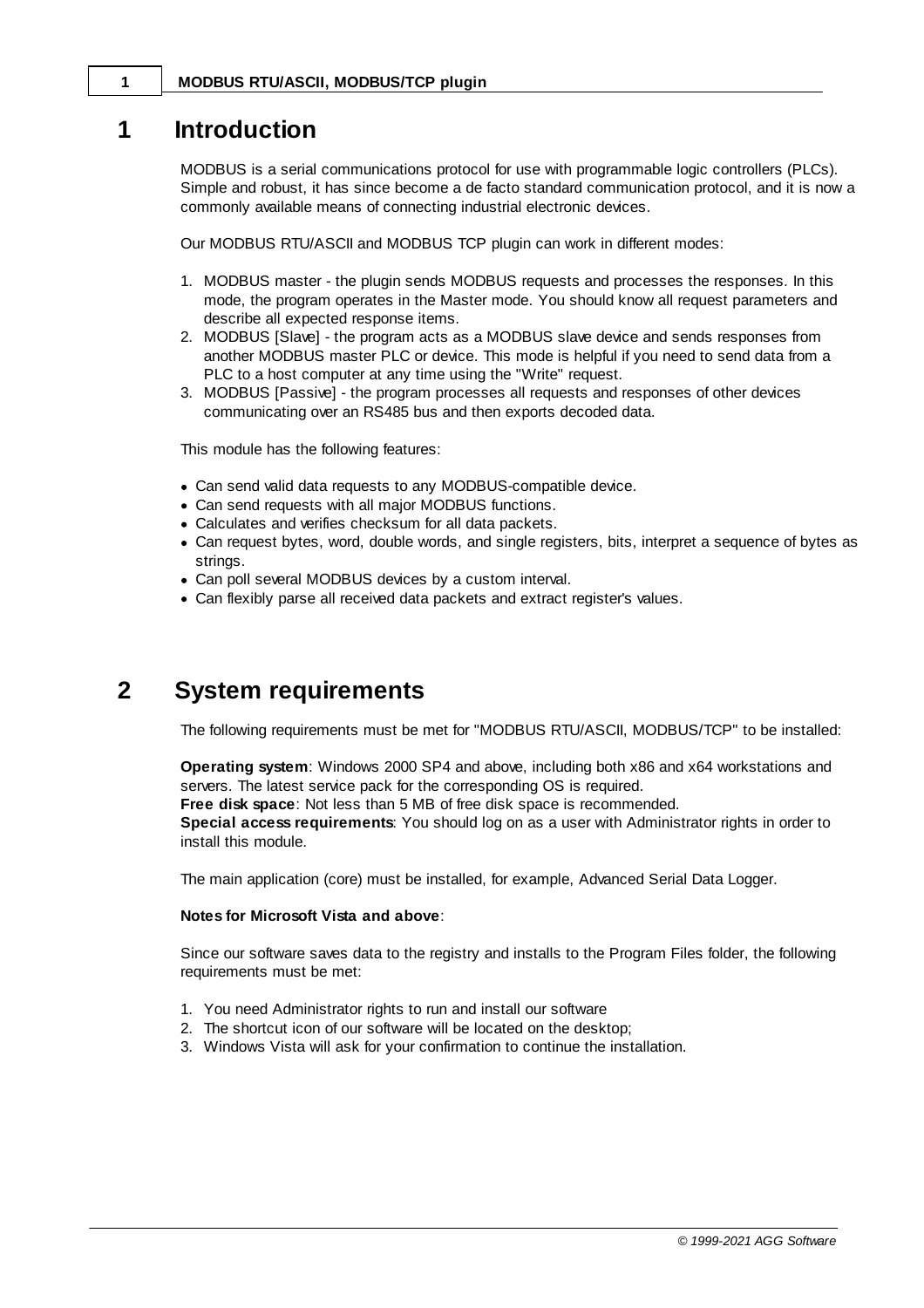# 1 Introduction

MODBUS is a serial communications protocol for use with programmable logic controllers (PLCs). Simple and robust, it has since become a de facto standard communication protocol, and it is now a commonly available means of connecting industrial electronic devices.

Our MODBUS RTU/ASCII and MODBUS TCP plugin can work in different modes:

1. MODBUS master - the plugin sends MODBUS requests and processes the responses. In this mode, the program operates in the Master mode. You should know all request parameters and describe all expected response items.
2. MODBUS [Slave] - the program acts as a MODBUS slave device and sends responses from another MODBUS master PLC or device. This mode is helpful if you need to send data from a PLC to a host computer at any time using the "Write" request.
3. MODBUS [Passive] - the program processes all requests and responses of other devices communicating over an RS485 bus and then exports decoded data.

This module has the following features:

- Can send valid data requests to any MODBUS-compatible device.
- Can send requests with all major MODBUS functions.
- Calculates and verifies checksum for all data packets.
- Can request bytes, word, double words, and single registers, bits, interpret a sequence of bytes as strings.
- Can poll several MODBUS devices by a custom interval.
- Can flexibly parse all received data packets and extract register's values.

# 2 System requirements

The following requirements must be met for "MODBUS RTU/ASCII, MODBUS/TCP" to be installed:

**Operating system**: Windows 2000 SP4 and above, including both x86 and x64 workstations and servers. The latest service pack for the corresponding OS is required.
**Free disk space**: Not less than 5 MB of free disk space is recommended.
**Special access requirements**: You should log on as a user with Administrator rights in order to install this module.

The main application (core) must be installed, for example, Advanced Serial Data Logger.

**Notes for Microsoft Vista and above**:

Since our software saves data to the registry and installs to the Program Files folder, the following requirements must be met:

1. You need Administrator rights to run and install our software
2. The shortcut icon of our software will be located on the desktop;
3. Windows Vista will ask for your confirmation to continue the installation.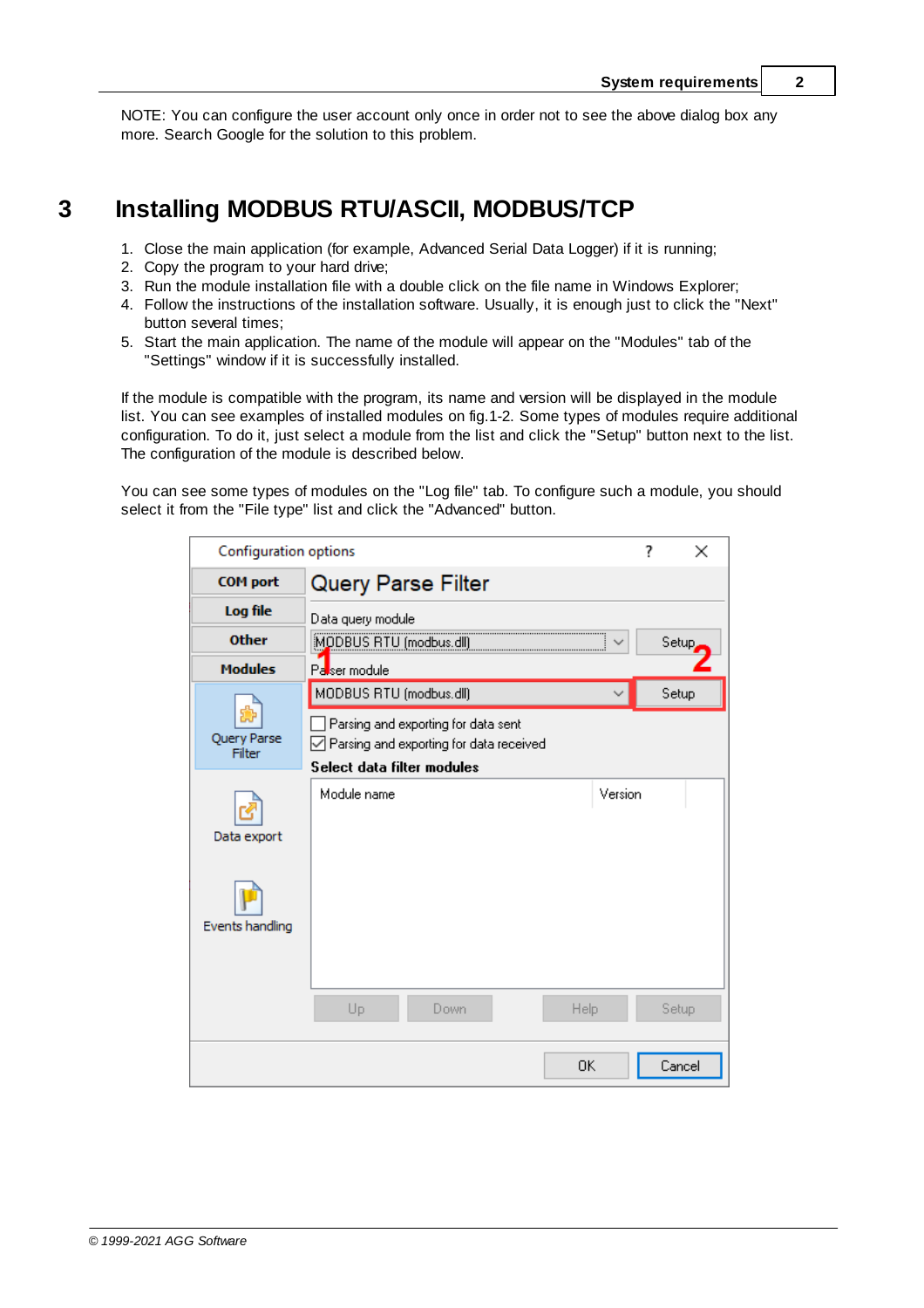NOTE: You can configure the user account only once in order not to see the above dialog box any more. Search Google for the solution to this problem.

# 3 Installing MODBUS RTU/ASCII, MODBUS/TCP

1. Close the main application (for example, Advanced Serial Data Logger) if it is running;
2. Copy the program to your hard drive;
3. Run the module installation file with a double click on the file name in Windows Explorer;
4. Follow the instructions of the installation software. Usually, it is enough just to click the "Next" button several times;
5. Start the main application. The name of the module will appear on the "Modules" tab of the "Settings" window if it is successfully installed.

If the module is compatible with the program, its name and version will be displayed in the module list. You can see examples of installed modules on fig.1-2. Some types of modules require additional configuration. To do it, just select a module from the list and click the "Setup" button next to the list. The configuration of the module is described below.

You can see some types of modules on the "Log file" tab. To configure such a module, you should select it from the "File type" list and click the "Advanced" button.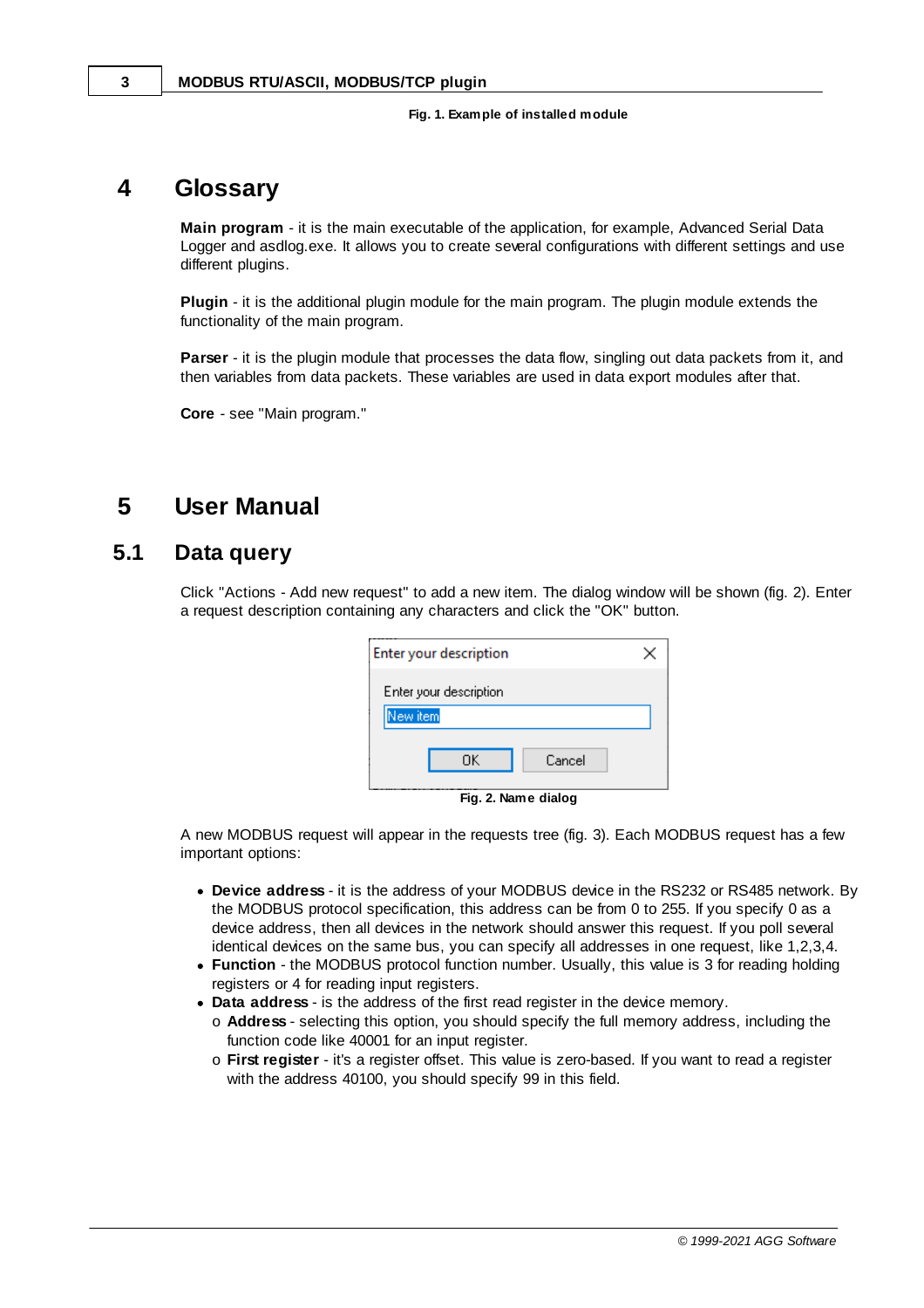Fig. 1. Example of installed module

# 4 Glossary

**Main program** - it is the main executable of the application, for example, Advanced Serial Data Logger and asdlog.exe. It allows you to create several configurations with different settings and use different plugins.

**Plugin** - it is the additional plugin module for the main program. The plugin module extends the functionality of the main program.

**Parser** - it is the plugin module that processes the data flow, singling out data packets from it, and then variables from data packets. These variables are used in data export modules after that.

**Core** - see "Main program."

# 5 User Manual

## 5.1 Data query

Click "Actions - Add new request" to add a new item. The dialog window will be shown (fig. 2). Enter a request description containing any characters and click the "OK" button.

Enter your description

Enter your description

New item

OK Cancel

Fig. 2. Name dialog

A new MODBUS request will appear in the requests tree (fig. 3). Each MODBUS request has a few important options:

- **Device address** - it is the address of your MODBUS device in the RS232 or RS485 network. By the MODBUS protocol specification, this address can be from 0 to 255. If you specify 0 as a device address, then all devices in the network should answer this request. If you poll several identical devices on the same bus, you can specify all addresses in one request, like 1,2,3,4.
- **Function** - the MODBUS protocol function number. Usually, this value is 3 for reading holding registers or 4 for reading input registers.
- **Data address** - is the address of the first read register in the device memory.
  - o **Address** - selecting this option, you should specify the full memory address, including the function code like 40001 for an input register.
  - o **First register** - it's a register offset. This value is zero-based. If you want to read a register with the address 40100, you should specify 99 in this field.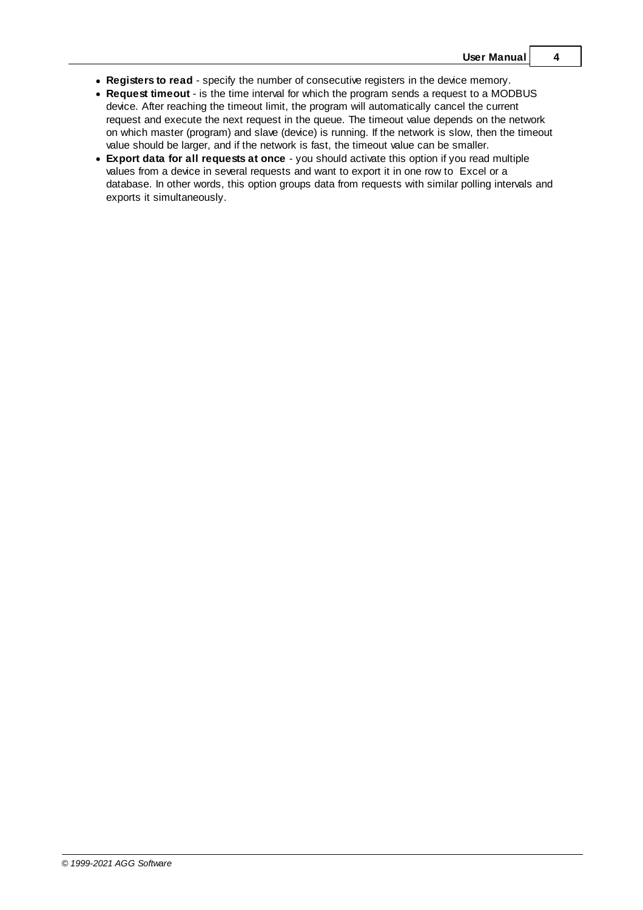- **Registers to read** - specify the number of consecutive registers in the device memory.
- **Request timeout** - is the time interval for which the program sends a request to a MODBUS device. After reaching the timeout limit, the program will automatically cancel the current request and execute the next request in the queue. The timeout value depends on the network on which master (program) and slave (device) is running. If the network is slow, then the timeout value should be larger, and if the network is fast, the timeout value can be smaller.
- **Export data for all requests at once** - you should activate this option if you read multiple values from a device in several requests and want to export it in one row to Excel or a database. In other words, this option groups data from requests with similar polling intervals and exports it simultaneously.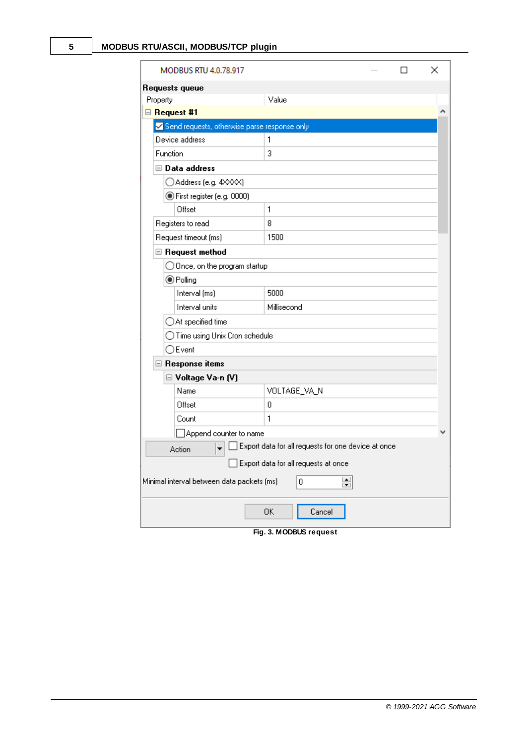MODBUS RTU 4.0.78.917

**Requests queue**

| Property | Value |
|---|---|
| **Request #1** | |
| ☑ Send requests, otherwise parse response only | |
| Device address | 1 |
| Function | 3 |
| **Data address** | |
| ○ Address (e.g. 4XXXX) | |
| ◉ First register (e.g. 0000) | |
| Offset | 1 |
| Registers to read | 8 |
| Request timeout (ms) | 1500 |
| **Request method** | |
| ○ Once, on the program startup | |
| ◉ Polling | |
| Interval (ms) | 5000 |
| Interval units | Millisecond |
| ○ At specified time | |
| ○ Time using Unix Cron schedule | |
| ○ Event | |
| **Response items** | |
| **Voltage Va-n (V)** | |
| Name | VOLTAGE_VA_N |
| Offset | 0 |
| Count | 1 |
| ☐ Append counter to name | |

Action

☐ Export data for all requests for one device at once

☐ Export data for all requests at once

Minimal interval between data packets (ms): 0

OK | Cancel

**Fig. 3. MODBUS request**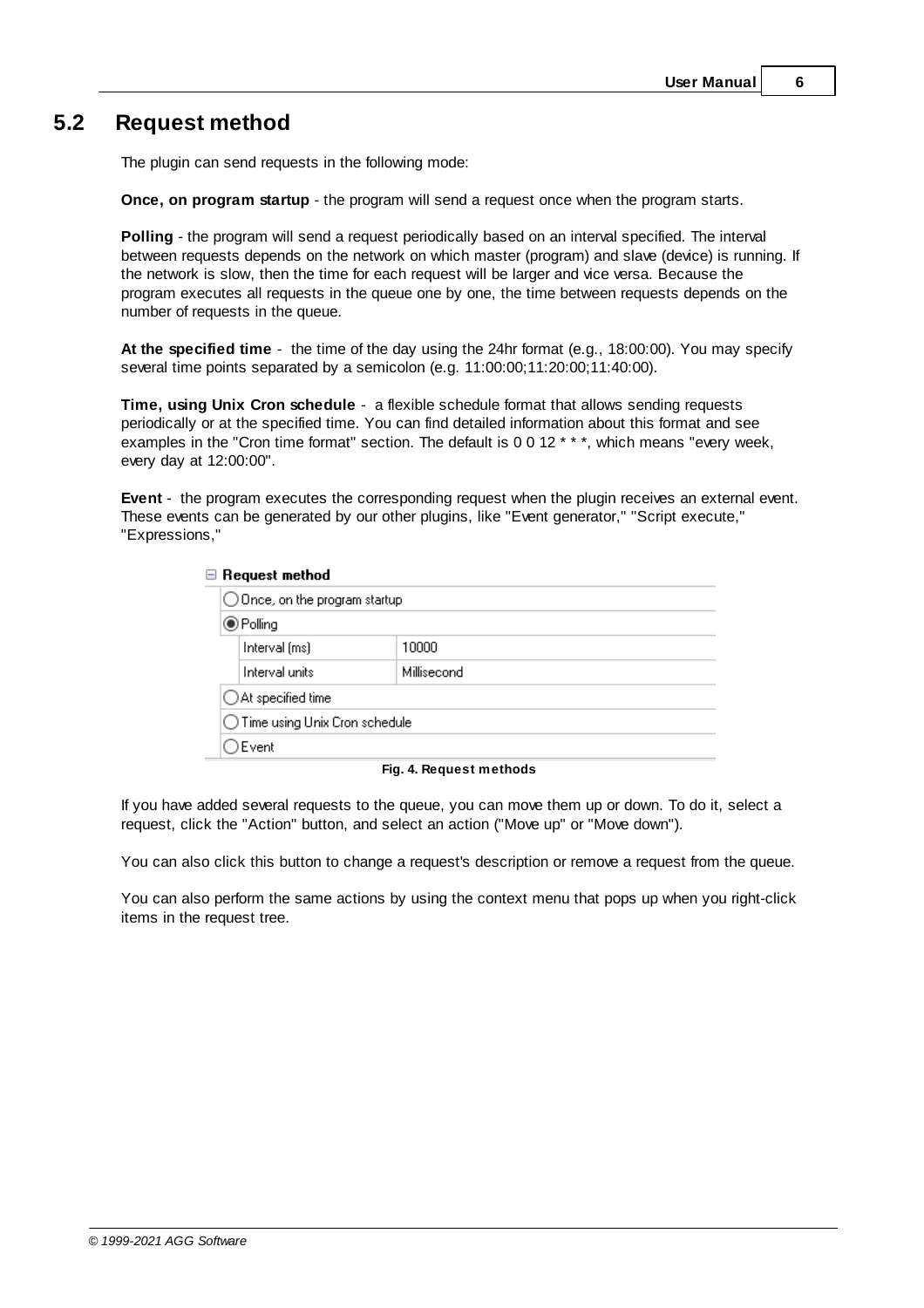## 5.2 Request method

The plugin can send requests in the following mode:

**Once, on program startup** - the program will send a request once when the program starts.

**Polling** - the program will send a request periodically based on an interval specified. The interval between requests depends on the network on which master (program) and slave (device) is running. If the network is slow, then the time for each request will be larger and vice versa. Because the program executes all requests in the queue one by one, the time between requests depends on the number of requests in the queue.

**At the specified time** - the time of the day using the 24hr format (e.g., 18:00:00). You may specify several time points separated by a semicolon (e.g. 11:00:00;11:20:00;11:40:00).

**Time, using Unix Cron schedule** - a flexible schedule format that allows sending requests periodically or at the specified time. You can find detailed information about this format and see examples in the "Cron time format" section. The default is 0 0 12 * * *, which means "every week, every day at 12:00:00".

**Event** - the program executes the corresponding request when the plugin receives an external event. These events can be generated by our other plugins, like "Event generator," "Script execute," "Expressions,"

| Request method | |
|---|---|
| ○ Once, on the program startup | |
| ◉ Polling | |
| Interval (ms) | 10000 |
| Interval units | Millisecond |
| ○ At specified time | |
| ○ Time using Unix Cron schedule | |
| ○ Event | |

**Fig. 4. Request methods**

If you have added several requests to the queue, you can move them up or down. To do it, select a request, click the "Action" button, and select an action ("Move up" or "Move down").

You can also click this button to change a request's description or remove a request from the queue.

You can also perform the same actions by using the context menu that pops up when you right-click items in the request tree.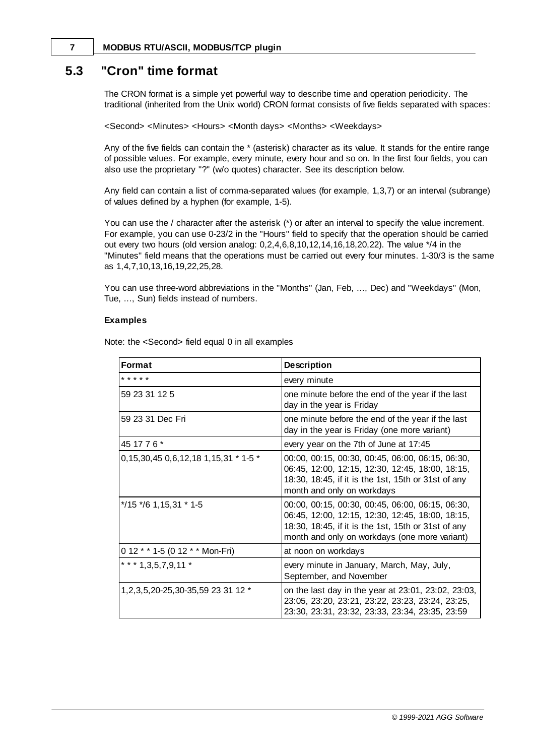## 5.3 "Cron" time format

The CRON format is a simple yet powerful way to describe time and operation periodicity. The traditional (inherited from the Unix world) CRON format consists of five fields separated with spaces:

<Second> <Minutes> <Hours> <Month days> <Months> <Weekdays>

Any of the five fields can contain the * (asterisk) character as its value. It stands for the entire range of possible values. For example, every minute, every hour and so on. In the first four fields, you can also use the proprietary "?" (w/o quotes) character. See its description below.

Any field can contain a list of comma-separated values (for example, 1,3,7) or an interval (subrange) of values defined by a hyphen (for example, 1-5).

You can use the / character after the asterisk (*) or after an interval to specify the value increment. For example, you can use 0-23/2 in the "Hours" field to specify that the operation should be carried out every two hours (old version analog: 0,2,4,6,8,10,12,14,16,18,20,22). The value */4 in the "Minutes" field means that the operations must be carried out every four minutes. 1-30/3 is the same as 1,4,7,10,13,16,19,22,25,28.

You can use three-word abbreviations in the "Months" (Jan, Feb, ..., Dec) and "Weekdays" (Mon, Tue, ..., Sun) fields instead of numbers.

#### Examples

Note: the <Second> field equal 0 in all examples

| Format | Description |
|---|---|
| * * * * * | every minute |
| 59 23 31 12 5 | one minute before the end of the year if the last day in the year is Friday |
| 59 23 31 Dec Fri | one minute before the end of the year if the last day in the year is Friday (one more variant) |
| 45 17 7 6 * | every year on the 7th of June at 17:45 |
| 0,15,30,45 0,6,12,18 1,15,31 * 1-5 * | 00:00, 00:15, 00:30, 00:45, 06:00, 06:15, 06:30, 06:45, 12:00, 12:15, 12:30, 12:45, 18:00, 18:15, 18:30, 18:45, if it is the 1st, 15th or 31st of any month and only on workdays |
| */15 */6 1,15,31 * 1-5 | 00:00, 00:15, 00:30, 00:45, 06:00, 06:15, 06:30, 06:45, 12:00, 12:15, 12:30, 12:45, 18:00, 18:15, 18:30, 18:45, if it is the 1st, 15th or 31st of any month and only on workdays (one more variant) |
| 0 12 * * 1-5 (0 12 * * Mon-Fri) | at noon on workdays |
| * * * 1,3,5,7,9,11 * | every minute in January, March, May, July, September, and November |
| 1,2,3,5,20-25,30-35,59 23 31 12 * | on the last day in the year at 23:01, 23:02, 23:03, 23:05, 23:20, 23:21, 23:22, 23:23, 23:24, 23:25, 23:30, 23:31, 23:32, 23:33, 23:34, 23:35, 23:59 |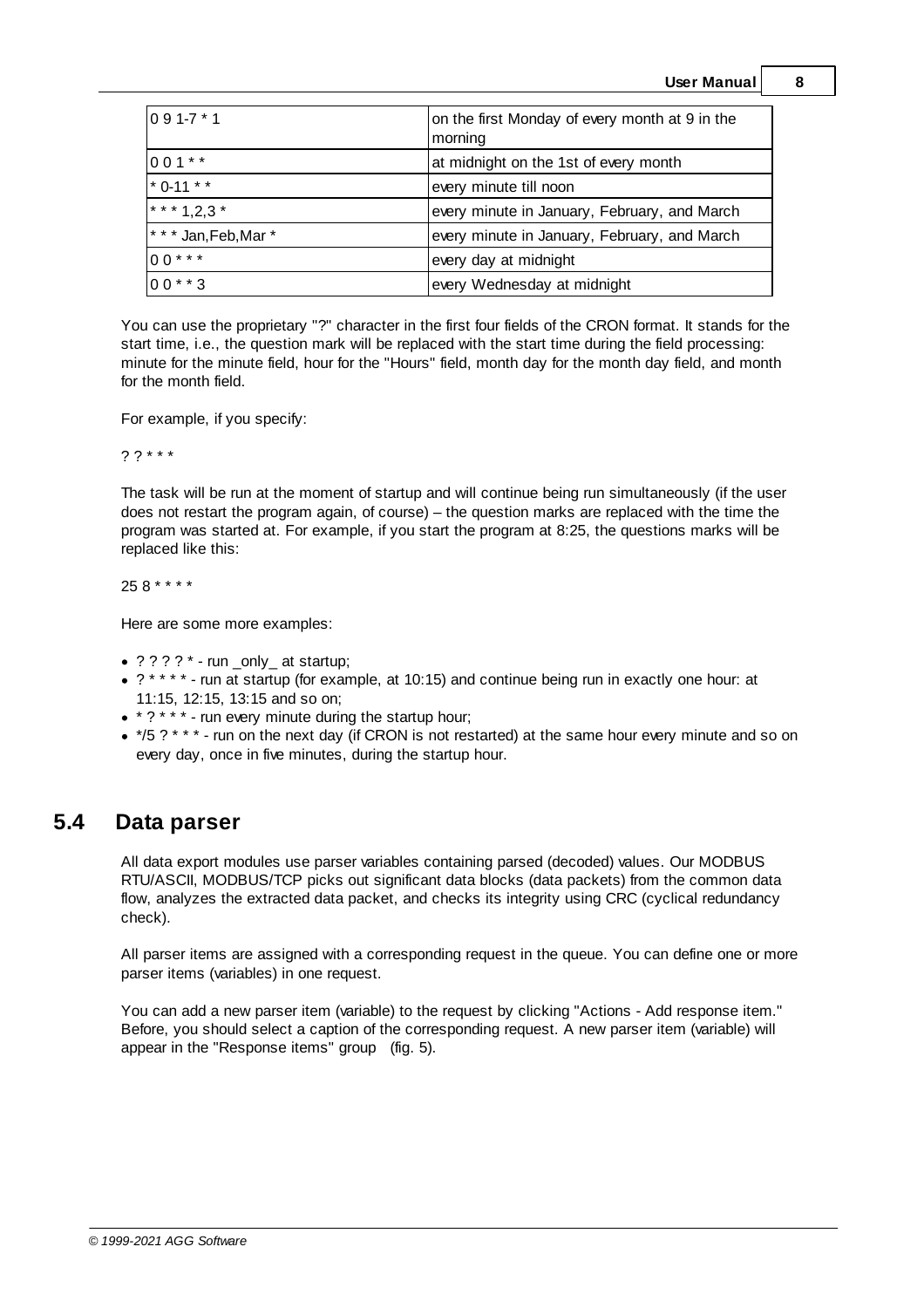| | |
|---|---|
| 0 9 1-7 * 1 | on the first Monday of every month at 9 in the morning |
| 0 0 1 * * | at midnight on the 1st of every month |
| * 0-11 * * | every minute till noon |
| * * * 1,2,3 * | every minute in January, February, and March |
| * * * Jan,Feb,Mar * | every minute in January, February, and March |
| 0 0 * * * | every day at midnight |
| 0 0 * * 3 | every Wednesday at midnight |

You can use the proprietary "?" character in the first four fields of the CRON format. It stands for the start time, i.e., the question mark will be replaced with the start time during the field processing: minute for the minute field, hour for the "Hours" field, month day for the month day field, and month for the month field.

For example, if you specify:

? ? * * *

The task will be run at the moment of startup and will continue being run simultaneously (if the user does not restart the program again, of course) – the question marks are replaced with the time the program was started at. For example, if you start the program at 8:25, the questions marks will be replaced like this:

25 8 * * * *

Here are some more examples:

- ? ? ? ? * - run _only_ at startup;
- ? * * * * - run at startup (for example, at 10:15) and continue being run in exactly one hour: at 11:15, 12:15, 13:15 and so on;
- * ? * * * - run every minute during the startup hour;
- */5 ? * * * - run on the next day (if CRON is not restarted) at the same hour every minute and so on every day, once in five minutes, during the startup hour.

## 5.4 Data parser

All data export modules use parser variables containing parsed (decoded) values. Our MODBUS RTU/ASCII, MODBUS/TCP picks out significant data blocks (data packets) from the common data flow, analyzes the extracted data packet, and checks its integrity using CRC (cyclical redundancy check).

All parser items are assigned with a corresponding request in the queue. You can define one or more parser items (variables) in one request.

You can add a new parser item (variable) to the request by clicking "Actions - Add response item." Before, you should select a caption of the corresponding request. A new parser item (variable) will appear in the "Response items" group (fig. 5).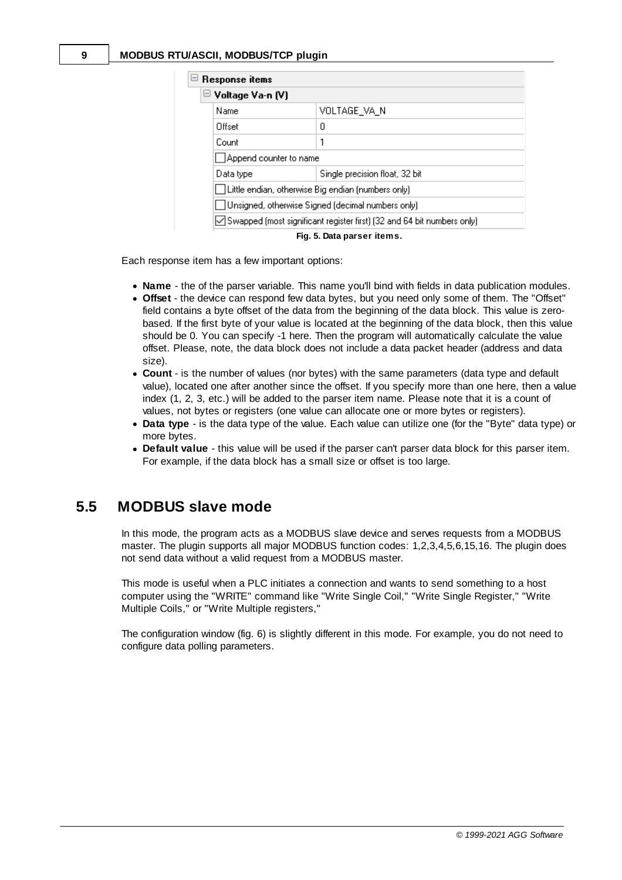| Response items | |
|---|---|
| **Voltage Va-n (V)** | |
| Name | VOLTAGE_VA_N |
| Offset | 0 |
| Count | 1 |
| ☐ Append counter to name | |
| Data type | Single precision float, 32 bit |
| ☐ Little endian, otherwise Big endian (numbers only) | |
| ☐ Unsigned, otherwise Signed (decimal numbers only) | |
| ☑ Swapped (most significant register first) (32 and 64 bit numbers only) | |

**Fig. 5. Data parser items.**

Each response item has a few important options:

- **Name** - the of the parser variable. This name you'll bind with fields in data publication modules.
- **Offset** - the device can respond few data bytes, but you need only some of them. The "Offset" field contains a byte offset of the data from the beginning of the data block. This value is zero-based. If the first byte of your value is located at the beginning of the data block, then this value should be 0. You can specify -1 here. Then the program will automatically calculate the value offset. Please, note, the data block does not include a data packet header (address and data size).
- **Count** - is the number of values (nor bytes) with the same parameters (data type and default value), located one after another since the offset. If you specify more than one here, then a value index (1, 2, 3, etc.) will be added to the parser item name. Please note that it is a count of values, not bytes or registers (one value can allocate one or more bytes or registers).
- **Data type** - is the data type of the value. Each value can utilize one (for the "Byte" data type) or more bytes.
- **Default value** - this value will be used if the parser can't parser data block for this parser item. For example, if the data block has a small size or offset is too large.

## 5.5 MODBUS slave mode

In this mode, the program acts as a MODBUS slave device and serves requests from a MODBUS master. The plugin supports all major MODBUS function codes: 1,2,3,4,5,6,15,16. The plugin does not send data without a valid request from a MODBUS master.

This mode is useful when a PLC initiates a connection and wants to send something to a host computer using the "WRITE" command like "Write Single Coil," "Write Single Register," "Write Multiple Coils," or "Write Multiple registers,"

The configuration window (fig. 6) is slightly different in this mode. For example, you do not need to configure data polling parameters.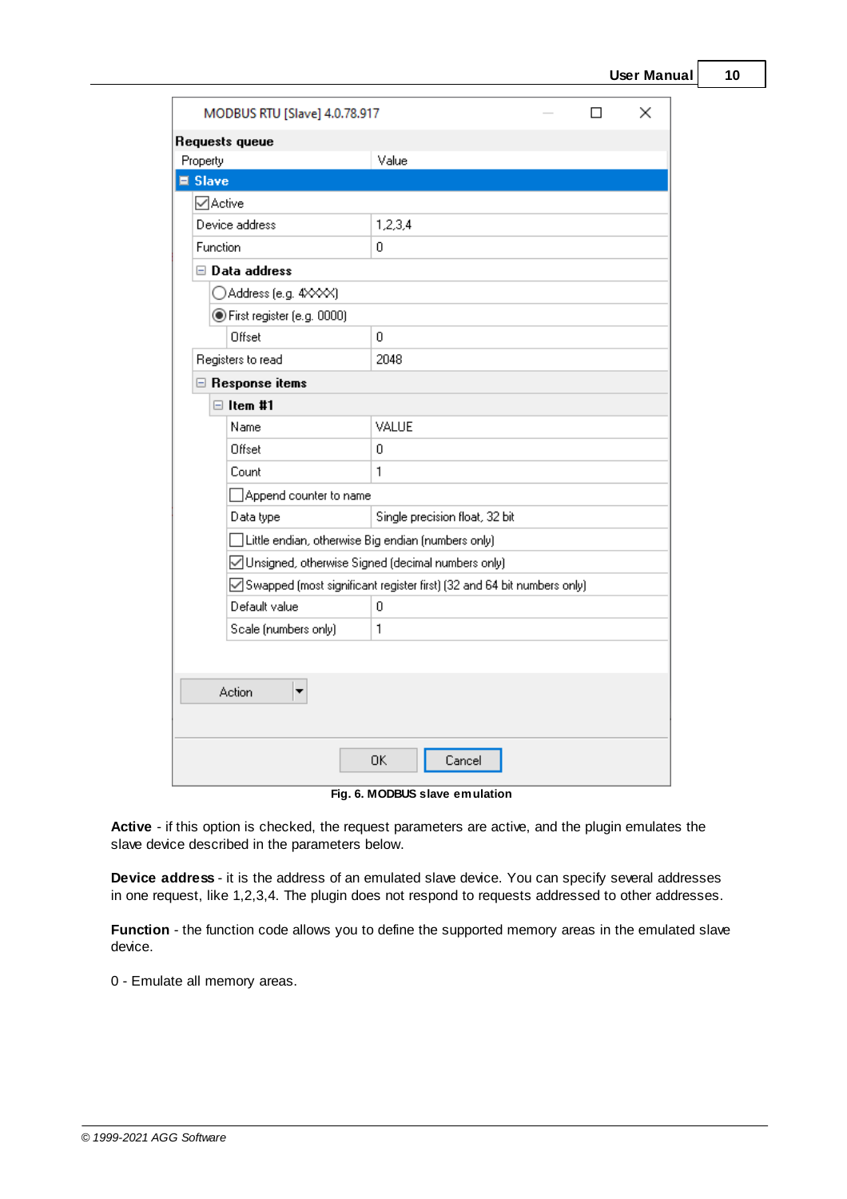| Property | Value |
| --- | --- |
| **Slave** | |
| ☑ Active | |
| Device address | 1,2,3,4 |
| Function | 0 |
| **Data address** | |
| ○ Address (e.g. 4XXXX) | |
| ◉ First register (e.g. 0000) | |
| Offset | 0 |
| Registers to read | 2048 |
| **Response items** | |
| **Item #1** | |
| Name | VALUE |
| Offset | 0 |
| Count | 1 |
| ☐ Append counter to name | |
| Data type | Single precision float, 32 bit |
| ☐ Little endian, otherwise Big endian (numbers only) | |
| ☑ Unsigned, otherwise Signed (decimal numbers only) | |
| ☑ Swapped (most significant register first) (32 and 64 bit numbers only) | |
| Default value | 0 |
| Scale (numbers only) | 1 |

**Fig. 6. MODBUS slave emulation**

**Active** - if this option is checked, the request parameters are active, and the plugin emulates the slave device described in the parameters below.

**Device address** - it is the address of an emulated slave device. You can specify several addresses in one request, like 1,2,3,4. The plugin does not respond to requests addressed to other addresses.

**Function** - the function code allows you to define the supported memory areas in the emulated slave device.

0 - Emulate all memory areas.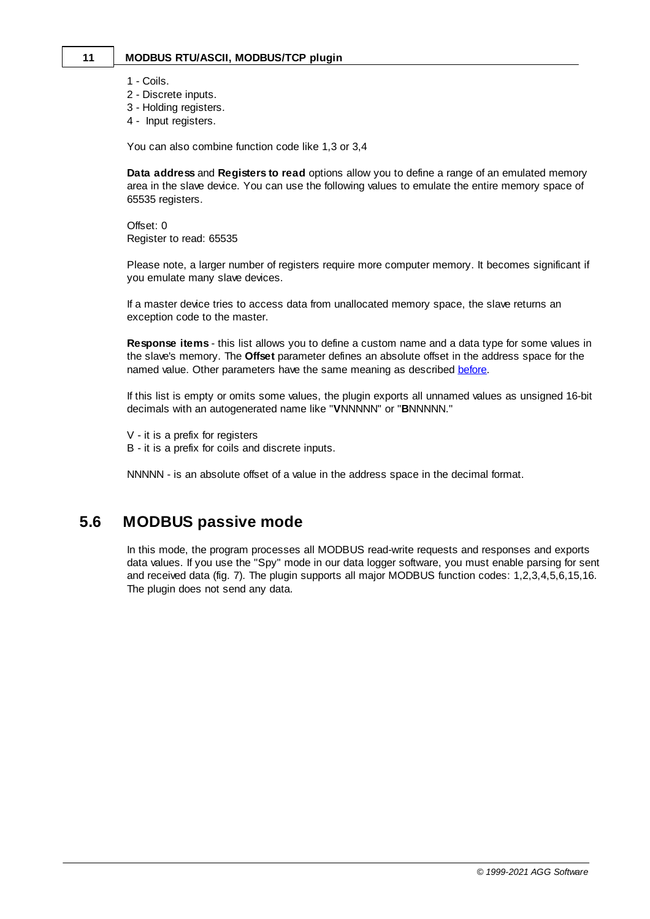1 - Coils.
2 - Discrete inputs.
3 - Holding registers.
4 - Input registers.

You can also combine function code like 1,3 or 3,4

**Data address** and **Registers to read** options allow you to define a range of an emulated memory area in the slave device. You can use the following values to emulate the entire memory space of 65535 registers.

Offset: 0
Register to read: 65535

Please note, a larger number of registers require more computer memory. It becomes significant if you emulate many slave devices.

If a master device tries to access data from unallocated memory space, the slave returns an exception code to the master.

**Response items** - this list allows you to define a custom name and a data type for some values in the slave's memory. The **Offset** parameter defines an absolute offset in the address space for the named value. Other parameters have the same meaning as described before.

If this list is empty or omits some values, the plugin exports all unnamed values as unsigned 16-bit decimals with an autogenerated name like "**V**NNNNN" or "**B**NNNNN."

V - it is a prefix for registers
B - it is a prefix for coils and discrete inputs.

NNNNN - is an absolute offset of a value in the address space in the decimal format.

## 5.6 MODBUS passive mode

In this mode, the program processes all MODBUS read-write requests and responses and exports data values. If you use the "Spy" mode in our data logger software, you must enable parsing for sent and received data (fig. 7). The plugin supports all major MODBUS function codes: 1,2,3,4,5,6,15,16. The plugin does not send any data.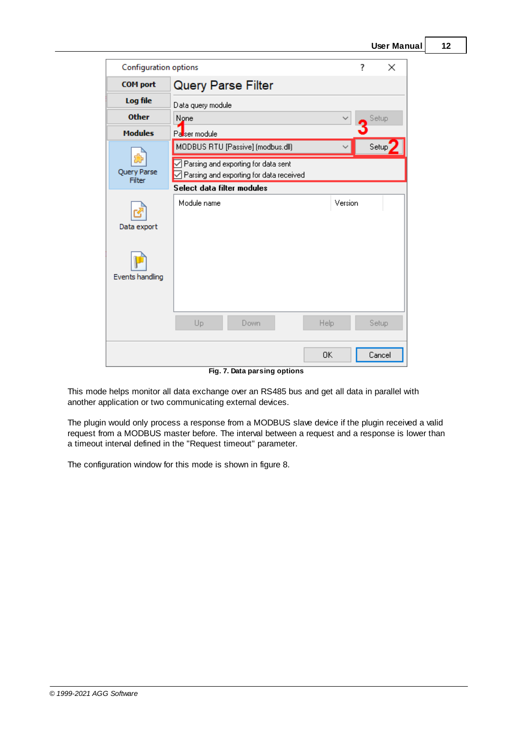**Fig. 7. Data parsing options**

This mode helps monitor all data exchange over an RS485 bus and get all data in parallel with another application or two communicating external devices.

The plugin would only process a response from a MODBUS slave device if the plugin received a valid request from a MODBUS master before. The interval between a request and a response is lower than a timeout interval defined in the "Request timeout" parameter.

The configuration window for this mode is shown in figure 8.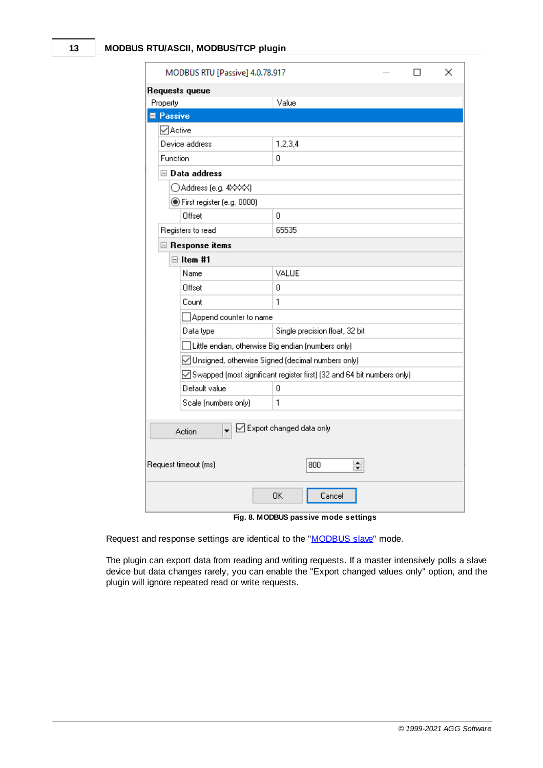Fig. 8. MODBUS passive mode settings

Request and response settings are identical to the "MODBUS slave" mode.

The plugin can export data from reading and writing requests. If a master intensively polls a slave device but data changes rarely, you can enable the "Export changed values only" option, and the plugin will ignore repeated read or write requests.